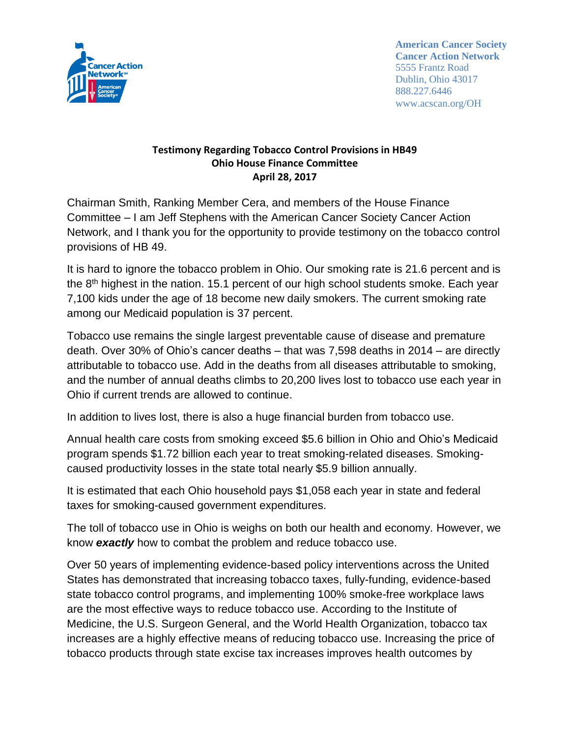American Cancer Society
Cancer Action Network
5555 Frantz Road
Dublin, Ohio 43017
888.227.6446
www.acscan.org/OH

**Testimony Regarding Tobacco Control Provisions in HB49**
**Ohio House Finance Committee**
**April 28, 2017**

Chairman Smith, Ranking Member Cera, and members of the House Finance Committee – I am Jeff Stephens with the American Cancer Society Cancer Action Network, and I thank you for the opportunity to provide testimony on the tobacco control provisions of HB 49.

It is hard to ignore the tobacco problem in Ohio. Our smoking rate is 21.6 percent and is the 8th highest in the nation. 15.1 percent of our high school students smoke. Each year 7,100 kids under the age of 18 become new daily smokers. The current smoking rate among our Medicaid population is 37 percent.

Tobacco use remains the single largest preventable cause of disease and premature death. Over 30% of Ohio's cancer deaths – that was 7,598 deaths in 2014 – are directly attributable to tobacco use. Add in the deaths from all diseases attributable to smoking, and the number of annual deaths climbs to 20,200 lives lost to tobacco use each year in Ohio if current trends are allowed to continue.

In addition to lives lost, there is also a huge financial burden from tobacco use.

Annual health care costs from smoking exceed $5.6 billion in Ohio and Ohio's Medicaid program spends $1.72 billion each year to treat smoking-related diseases. Smoking-caused productivity losses in the state total nearly $5.9 billion annually.

It is estimated that each Ohio household pays $1,058 each year in state and federal taxes for smoking-caused government expenditures.

The toll of tobacco use in Ohio is weighs on both our health and economy. However, we know ***exactly*** how to combat the problem and reduce tobacco use.

Over 50 years of implementing evidence-based policy interventions across the United States has demonstrated that increasing tobacco taxes, fully-funding, evidence-based state tobacco control programs, and implementing 100% smoke-free workplace laws are the most effective ways to reduce tobacco use. According to the Institute of Medicine, the U.S. Surgeon General, and the World Health Organization, tobacco tax increases are a highly effective means of reducing tobacco use. Increasing the price of tobacco products through state excise tax increases improves health outcomes by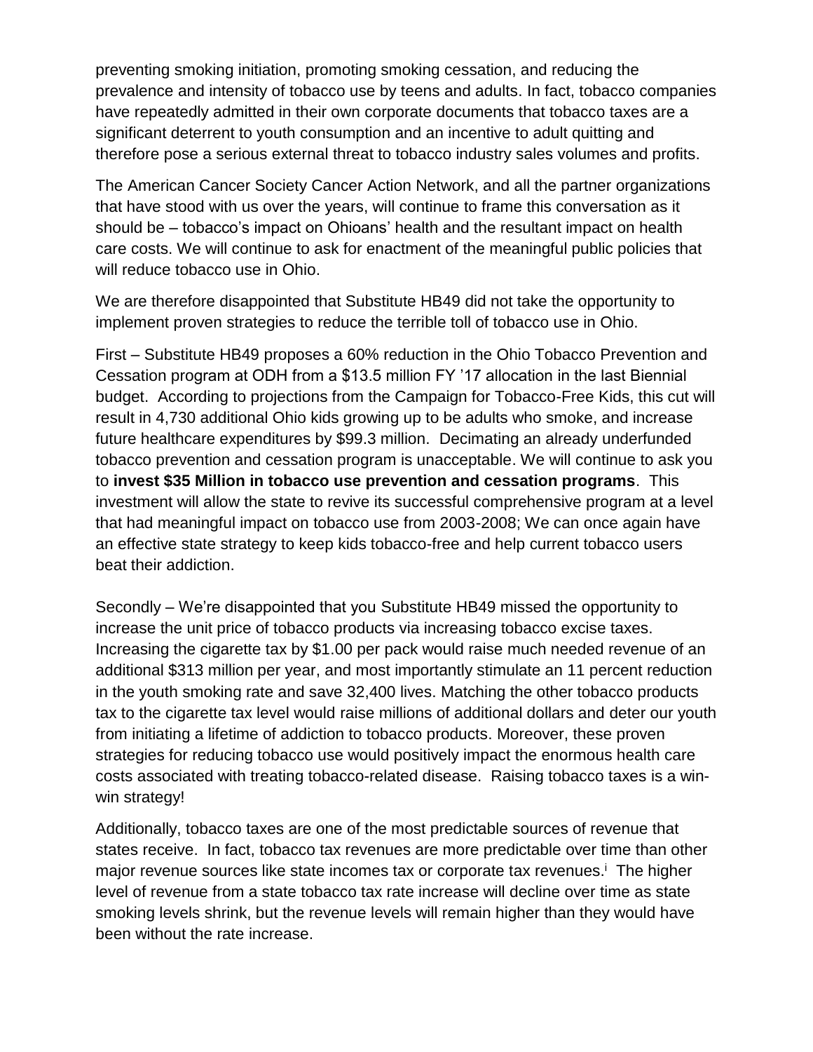preventing smoking initiation, promoting smoking cessation, and reducing the prevalence and intensity of tobacco use by teens and adults. In fact, tobacco companies have repeatedly admitted in their own corporate documents that tobacco taxes are a significant deterrent to youth consumption and an incentive to adult quitting and therefore pose a serious external threat to tobacco industry sales volumes and profits.

The American Cancer Society Cancer Action Network, and all the partner organizations that have stood with us over the years, will continue to frame this conversation as it should be – tobacco's impact on Ohioans' health and the resultant impact on health care costs. We will continue to ask for enactment of the meaningful public policies that will reduce tobacco use in Ohio.

We are therefore disappointed that Substitute HB49 did not take the opportunity to implement proven strategies to reduce the terrible toll of tobacco use in Ohio.

First – Substitute HB49 proposes a 60% reduction in the Ohio Tobacco Prevention and Cessation program at ODH from a $13.5 million FY '17 allocation in the last Biennial budget. According to projections from the Campaign for Tobacco-Free Kids, this cut will result in 4,730 additional Ohio kids growing up to be adults who smoke, and increase future healthcare expenditures by $99.3 million. Decimating an already underfunded tobacco prevention and cessation program is unacceptable. We will continue to ask you to **invest $35 Million in tobacco use prevention and cessation programs**. This investment will allow the state to revive its successful comprehensive program at a level that had meaningful impact on tobacco use from 2003-2008; We can once again have an effective state strategy to keep kids tobacco-free and help current tobacco users beat their addiction.

Secondly – We're disappointed that you Substitute HB49 missed the opportunity to increase the unit price of tobacco products via increasing tobacco excise taxes. Increasing the cigarette tax by $1.00 per pack would raise much needed revenue of an additional $313 million per year, and most importantly stimulate an 11 percent reduction in the youth smoking rate and save 32,400 lives. Matching the other tobacco products tax to the cigarette tax level would raise millions of additional dollars and deter our youth from initiating a lifetime of addiction to tobacco products. Moreover, these proven strategies for reducing tobacco use would positively impact the enormous health care costs associated with treating tobacco-related disease. Raising tobacco taxes is a win-win strategy!

Additionally, tobacco taxes are one of the most predictable sources of revenue that states receive. In fact, tobacco tax revenues are more predictable over time than other major revenue sources like state incomes tax or corporate tax revenues.[i] The higher level of revenue from a state tobacco tax rate increase will decline over time as state smoking levels shrink, but the revenue levels will remain higher than they would have been without the rate increase.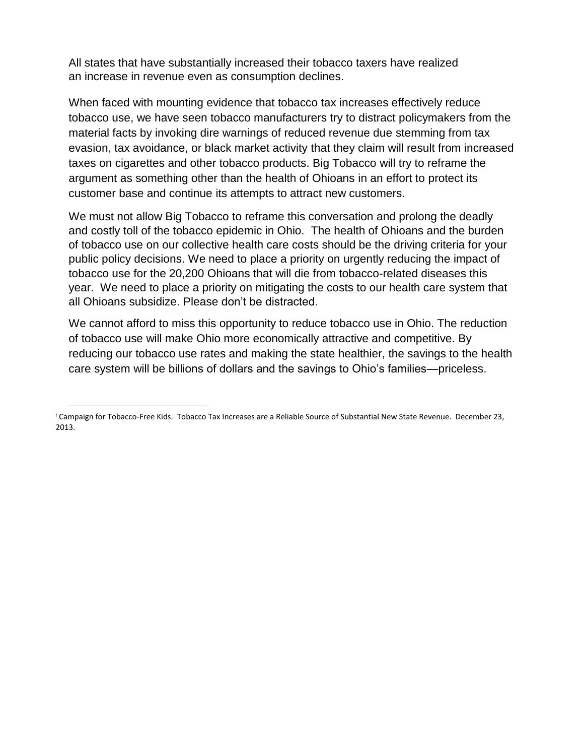All states that have substantially increased their tobacco taxers have realized an increase in revenue even as consumption declines.

When faced with mounting evidence that tobacco tax increases effectively reduce tobacco use, we have seen tobacco manufacturers try to distract policymakers from the material facts by invoking dire warnings of reduced revenue due stemming from tax evasion, tax avoidance, or black market activity that they claim will result from increased taxes on cigarettes and other tobacco products. Big Tobacco will try to reframe the argument as something other than the health of Ohioans in an effort to protect its customer base and continue its attempts to attract new customers.

We must not allow Big Tobacco to reframe this conversation and prolong the deadly and costly toll of the tobacco epidemic in Ohio. The health of Ohioans and the burden of tobacco use on our collective health care costs should be the driving criteria for your public policy decisions. We need to place a priority on urgently reducing the impact of tobacco use for the 20,200 Ohioans that will die from tobacco-related diseases this year. We need to place a priority on mitigating the costs to our health care system that all Ohioans subsidize. Please don't be distracted.

We cannot afford to miss this opportunity to reduce tobacco use in Ohio. The reduction of tobacco use will make Ohio more economically attractive and competitive. By reducing our tobacco use rates and making the state healthier, the savings to the health care system will be billions of dollars and the savings to Ohio's families—priceless.

---

[i] Campaign for Tobacco-Free Kids. Tobacco Tax Increases are a Reliable Source of Substantial New State Revenue. December 23, 2013.